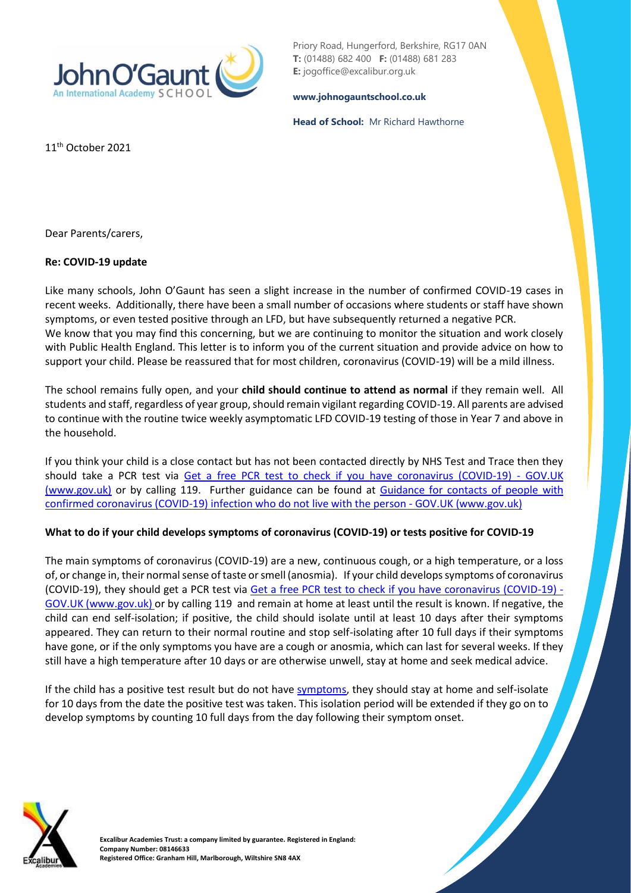Priory Road, Hungerford, Berkshire, RG17 0AN
**T:** (01488) 682 400 **F:** (01488) 681 283
**E:** jogoffice@excalibur.org.uk

**www.johnogauntschool.co.uk**

**Head of School:** Mr Richard Hawthorne

11th October 2021

Dear Parents/carers,

**Re: COVID-19 update**

Like many schools, John O'Gaunt has seen a slight increase in the number of confirmed COVID-19 cases in recent weeks. Additionally, there have been a small number of occasions where students or staff have shown symptoms, or even tested positive through an LFD, but have subsequently returned a negative PCR.
We know that you may find this concerning, but we are continuing to monitor the situation and work closely with Public Health England. This letter is to inform you of the current situation and provide advice on how to support your child. Please be reassured that for most children, coronavirus (COVID-19) will be a mild illness.

The school remains fully open, and your **child should continue to attend as normal** if they remain well. All students and staff, regardless of year group, should remain vigilant regarding COVID-19. All parents are advised to continue with the routine twice weekly asymptomatic LFD COVID-19 testing of those in Year 7 and above in the household.

If you think your child is a close contact but has not been contacted directly by NHS Test and Trace then they should take a PCR test via Get a free PCR test to check if you have coronavirus (COVID-19) - GOV.UK (www.gov.uk) or by calling 119. Further guidance can be found at Guidance for contacts of people with confirmed coronavirus (COVID-19) infection who do not live with the person - GOV.UK (www.gov.uk)

**What to do if your child develops symptoms of coronavirus (COVID-19) or tests positive for COVID-19**

The main symptoms of coronavirus (COVID-19) are a new, continuous cough, or a high temperature, or a loss of, or change in, their normal sense of taste or smell (anosmia). If your child develops symptoms of coronavirus (COVID-19), they should get a PCR test via Get a free PCR test to check if you have coronavirus (COVID-19) - GOV.UK (www.gov.uk) or by calling 119 and remain at home at least until the result is known. If negative, the child can end self-isolation; if positive, the child should isolate until at least 10 days after their symptoms appeared. They can return to their normal routine and stop self-isolating after 10 full days if their symptoms have gone, or if the only symptoms you have are a cough or anosmia, which can last for several weeks. If they still have a high temperature after 10 days or are otherwise unwell, stay at home and seek medical advice.

If the child has a positive test result but do not have symptoms, they should stay at home and self-isolate for 10 days from the date the positive test was taken. This isolation period will be extended if they go on to develop symptoms by counting 10 full days from the day following their symptom onset.

**Excalibur Academies Trust: a company limited by guarantee. Registered in England:**
**Company Number: 08146633**
**Registered Office: Granham Hill, Marlborough, Wiltshire SN8 4AX**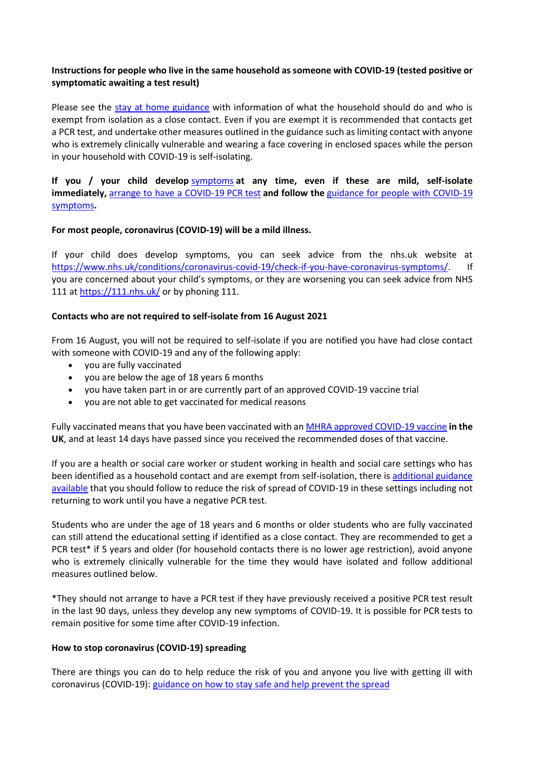**Instructions for people who live in the same household as someone with COVID-19 (tested positive or symptomatic awaiting a test result)**

Please see the [stay at home guidance](stay at home guidance) with information of what the household should do and who is exempt from isolation as a close contact. Even if you are exempt it is recommended that contacts get a PCR test, and undertake other measures outlined in the guidance such as limiting contact with anyone who is extremely clinically vulnerable and wearing a face covering in enclosed spaces while the person in your household with COVID-19 is self-isolating.

**If you / your child develop** symptoms **at any time, even if these are mild, self-isolate immediately,** arrange to have a COVID-19 PCR test **and follow the** guidance for people with COVID-19 symptoms**.**

**For most people, coronavirus (COVID-19) will be a mild illness.**

If your child does develop symptoms, you can seek advice from the nhs.uk website at https://www.nhs.uk/conditions/coronavirus-covid-19/check-if-you-have-coronavirus-symptoms/. If you are concerned about your child's symptoms, or they are worsening you can seek advice from NHS 111 at https://111.nhs.uk/ or by phoning 111.

**Contacts who are not required to self-isolate from 16 August 2021**

From 16 August, you will not be required to self-isolate if you are notified you have had close contact with someone with COVID-19 and any of the following apply:

- you are fully vaccinated
- you are below the age of 18 years 6 months
- you have taken part in or are currently part of an approved COVID-19 vaccine trial
- you are not able to get vaccinated for medical reasons

Fully vaccinated means that you have been vaccinated with an MHRA approved COVID-19 vaccine **in the UK**, and at least 14 days have passed since you received the recommended doses of that vaccine.

If you are a health or social care worker or student working in health and social care settings who has been identified as a household contact and are exempt from self-isolation, there is additional guidance available that you should follow to reduce the risk of spread of COVID-19 in these settings including not returning to work until you have a negative PCR test.

Students who are under the age of 18 years and 6 months or older students who are fully vaccinated can still attend the educational setting if identified as a close contact. They are recommended to get a PCR test* if 5 years and older (for household contacts there is no lower age restriction), avoid anyone who is extremely clinically vulnerable for the time they would have isolated and follow additional measures outlined below.

*They should not arrange to have a PCR test if they have previously received a positive PCR test result in the last 90 days, unless they develop any new symptoms of COVID-19. It is possible for PCR tests to remain positive for some time after COVID-19 infection.

**How to stop coronavirus (COVID-19) spreading**

There are things you can do to help reduce the risk of you and anyone you live with getting ill with coronavirus (COVID-19): guidance on how to stay safe and help prevent the spread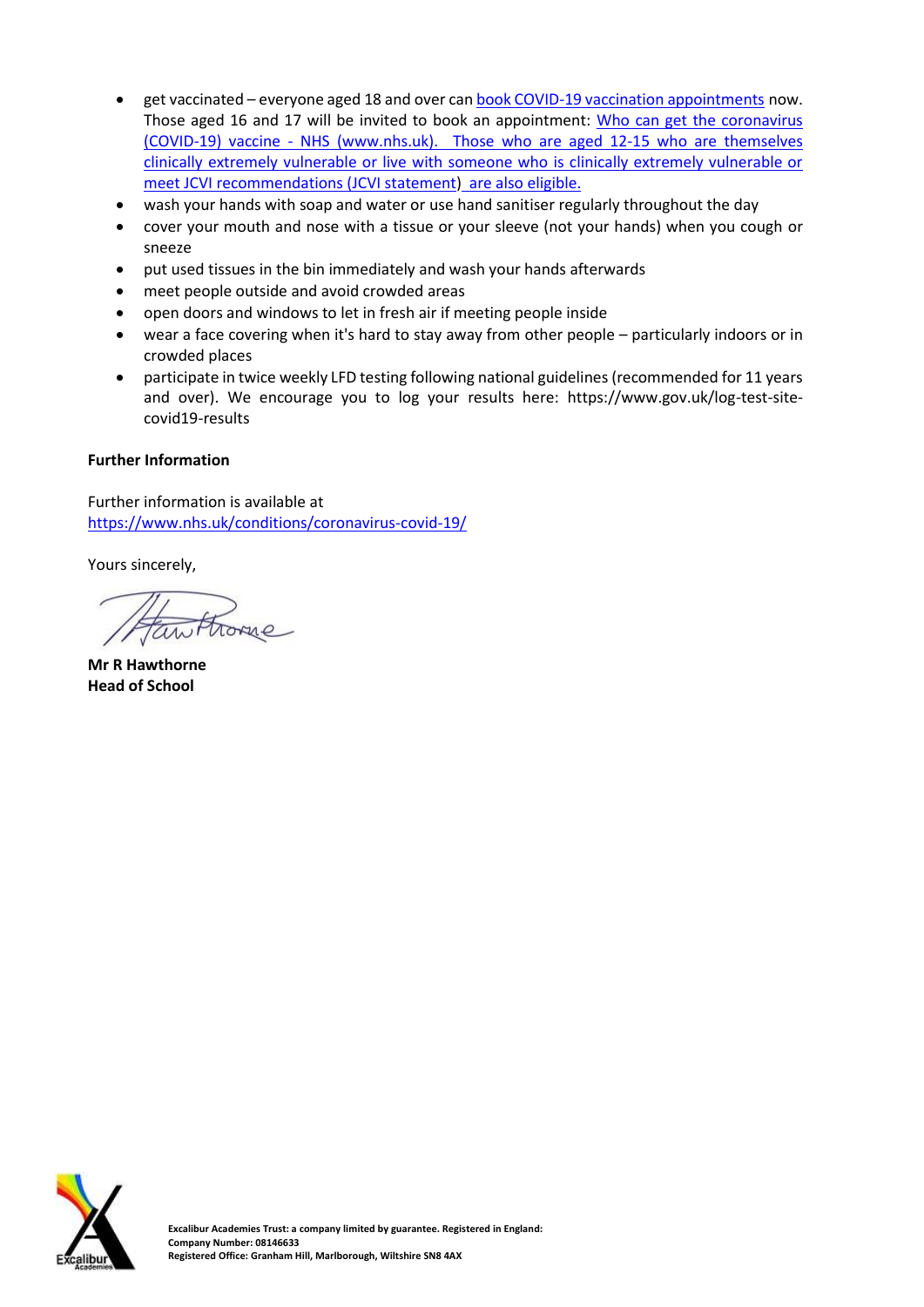- get vaccinated – everyone aged 18 and over can book COVID-19 vaccination appointments now. Those aged 16 and 17 will be invited to book an appointment: Who can get the coronavirus (COVID-19) vaccine - NHS (www.nhs.uk). Those who are aged 12-15 who are themselves clinically extremely vulnerable or live with someone who is clinically extremely vulnerable or meet JCVI recommendations (JCVI statement) are also eligible.
- wash your hands with soap and water or use hand sanitiser regularly throughout the day
- cover your mouth and nose with a tissue or your sleeve (not your hands) when you cough or sneeze
- put used tissues in the bin immediately and wash your hands afterwards
- meet people outside and avoid crowded areas
- open doors and windows to let in fresh air if meeting people inside
- wear a face covering when it's hard to stay away from other people – particularly indoors or in crowded places
- participate in twice weekly LFD testing following national guidelines (recommended for 11 years and over). We encourage you to log your results here: https://www.gov.uk/log-test-site-covid19-results

**Further Information**

Further information is available at
https://www.nhs.uk/conditions/coronavirus-covid-19/

Yours sincerely,

**Mr R Hawthorne**
**Head of School**

**Excalibur Academies Trust: a company limited by guarantee. Registered in England:**
**Company Number: 08146633**
**Registered Office: Granham Hill, Marlborough, Wiltshire SN8 4AX**